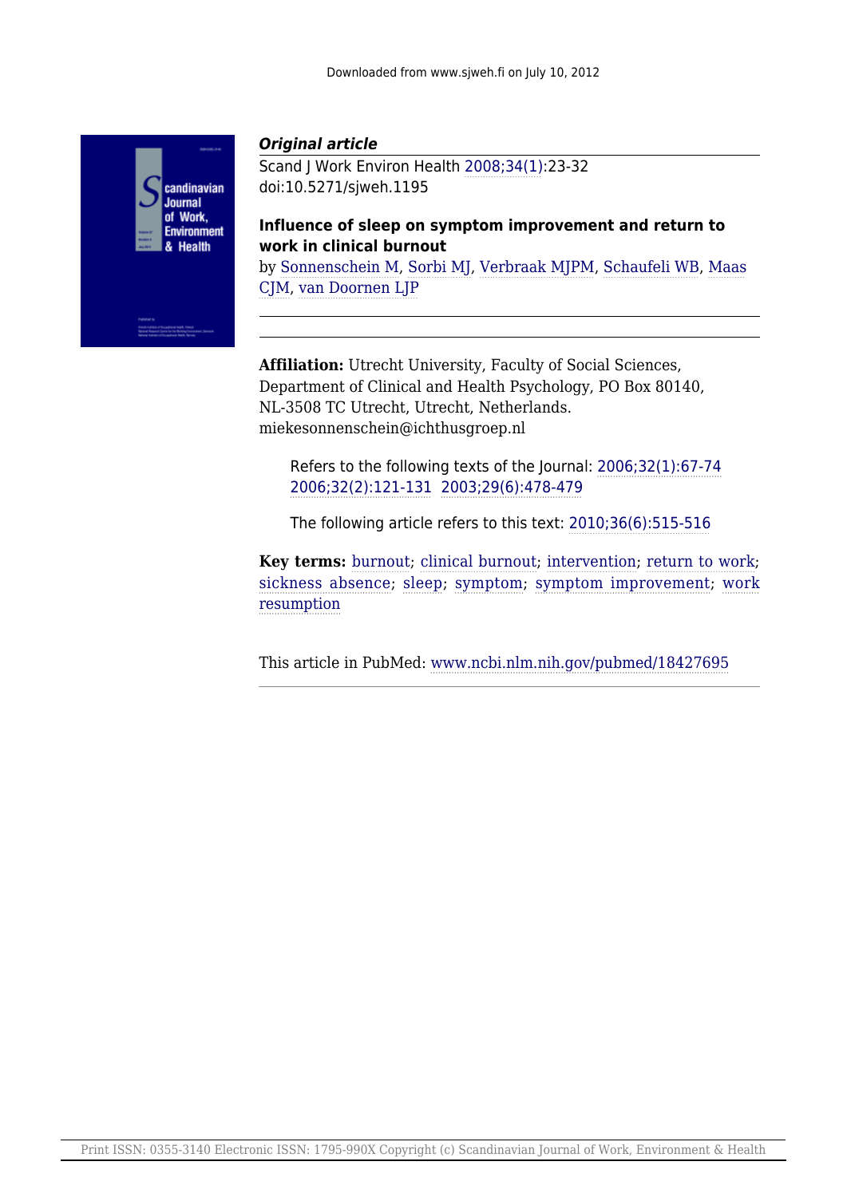Downloaded from www.sjweh.fi on July 10, 2012

***Original article***

Scand J Work Environ Health 2008;34(1):23-32
doi:10.5271/sjweh.1195

**Influence of sleep on symptom improvement and return to work in clinical burnout**

by Sonnenschein M, Sorbi MJ, Verbraak MJPM, Schaufeli WB, Maas CJM, van Doornen LJP

**Affiliation:** Utrecht University, Faculty of Social Sciences, Department of Clinical and Health Psychology, PO Box 80140, NL-3508 TC Utrecht, Utrecht, Netherlands. miekesonnenschein@ichthusgroep.nl

Refers to the following texts of the Journal: 2006;32(1):67-74 2006;32(2):121-131 2003;29(6):478-479

The following article refers to this text: 2010;36(6):515-516

**Key terms:** burnout; clinical burnout; intervention; return to work; sickness absence; sleep; symptom; symptom improvement; work resumption

This article in PubMed: www.ncbi.nlm.nih.gov/pubmed/18427695

Print ISSN: 0355-3140 Electronic ISSN: 1795-990X Copyright (c) Scandinavian Journal of Work, Environment & Health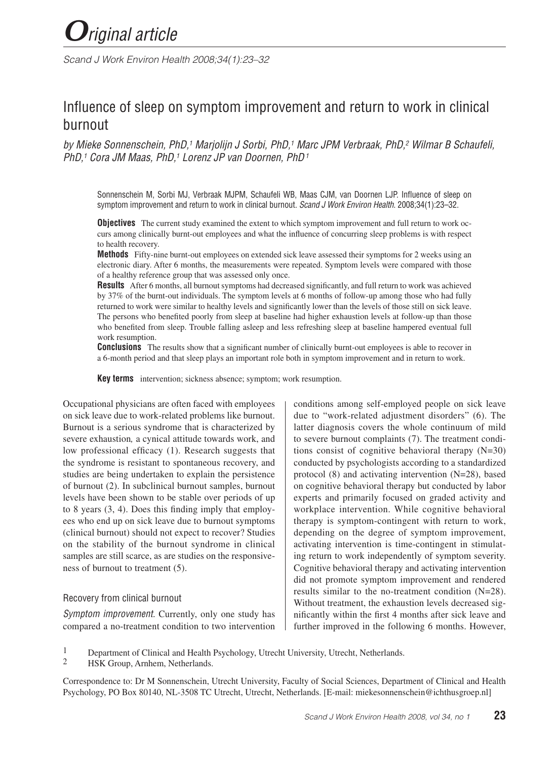# *O*riginal article

# Influence of sleep on symptom improvement and return to work in clinical burnout

*by Mieke Sonnenschein, PhD,[1] Marjolijn J Sorbi, PhD,[1] Marc JPM Verbraak, PhD,[2] Wilmar B Schaufeli, PhD,[1] Cora JM Maas, PhD,[1] Lorenz JP van Doornen, PhD[1]*

Sonnenschein M, Sorbi MJ, Verbraak MJPM, Schaufeli WB, Maas CJM, van Doornen LJP. Influence of sleep on symptom improvement and return to work in clinical burnout. *Scand J Work Environ Health.* 2008;34(1):23–32.

**Objectives** The current study examined the extent to which symptom improvement and full return to work occurs among clinically burnt-out employees and what the influence of concurring sleep problems is with respect to health recovery.

**Methods** Fifty-nine burnt-out employees on extended sick leave assessed their symptoms for 2 weeks using an electronic diary. After 6 months, the measurements were repeated. Symptom levels were compared with those of a healthy reference group that was assessed only once.

**Results** After 6 months, all burnout symptoms had decreased significantly, and full return to work was achieved by 37% of the burnt-out individuals. The symptom levels at 6 months of follow-up among those who had fully returned to work were similar to healthy levels and significantly lower than the levels of those still on sick leave. The persons who benefited poorly from sleep at baseline had higher exhaustion levels at follow-up than those who benefited from sleep. Trouble falling asleep and less refreshing sleep at baseline hampered eventual full work resumption.

**Conclusions** The results show that a significant number of clinically burnt-out employees is able to recover in a 6-month period and that sleep plays an important role both in symptom improvement and in return to work.

**Key terms** intervention; sickness absence; symptom; work resumption.

Occupational physicians are often faced with employees on sick leave due to work-related problems like burnout. Burnout is a serious syndrome that is characterized by severe exhaustion*,* a cynical attitude towards work, and low professional efficacy (1). Research suggests that the syndrome is resistant to spontaneous recovery, and studies are being undertaken to explain the persistence of burnout (2). In subclinical burnout samples, burnout levels have been shown to be stable over periods of up to 8 years (3, 4). Does this finding imply that employees who end up on sick leave due to burnout symptoms (clinical burnout) should not expect to recover? Studies on the stability of the burnout syndrome in clinical samples are still scarce, as are studies on the responsiveness of burnout to treatment (5).

## Recovery from clinical burnout

*Symptom improvement.* Currently, only one study has compared a no-treatment condition to two intervention conditions among self-employed people on sick leave due to "work-related adjustment disorders" (6). The latter diagnosis covers the whole continuum of mild to severe burnout complaints (7). The treatment conditions consist of cognitive behavioral therapy (N=30) conducted by psychologists according to a standardized protocol (8) and activating intervention (N=28), based on cognitive behavioral therapy but conducted by labor experts and primarily focused on graded activity and workplace intervention. While cognitive behavioral therapy is symptom-contingent with return to work, depending on the degree of symptom improvement, activating intervention is time-contingent in stimulating return to work independently of symptom severity. Cognitive behavioral therapy and activating intervention did not promote symptom improvement and rendered results similar to the no-treatment condition (N=28). Without treatment, the exhaustion levels decreased significantly within the first 4 months after sick leave and further improved in the following 6 months. However,

[1] Department of Clinical and Health Psychology, Utrecht University, Utrecht, Netherlands.
[2] HSK Group, Arnhem, Netherlands.

Correspondence to: Dr M Sonnenschein, Utrecht University, Faculty of Social Sciences, Department of Clinical and Health Psychology, PO Box 80140, NL-3508 TC Utrecht, Utrecht, Netherlands. [E-mail: miekesonnenschein@ichthusgroep.nl]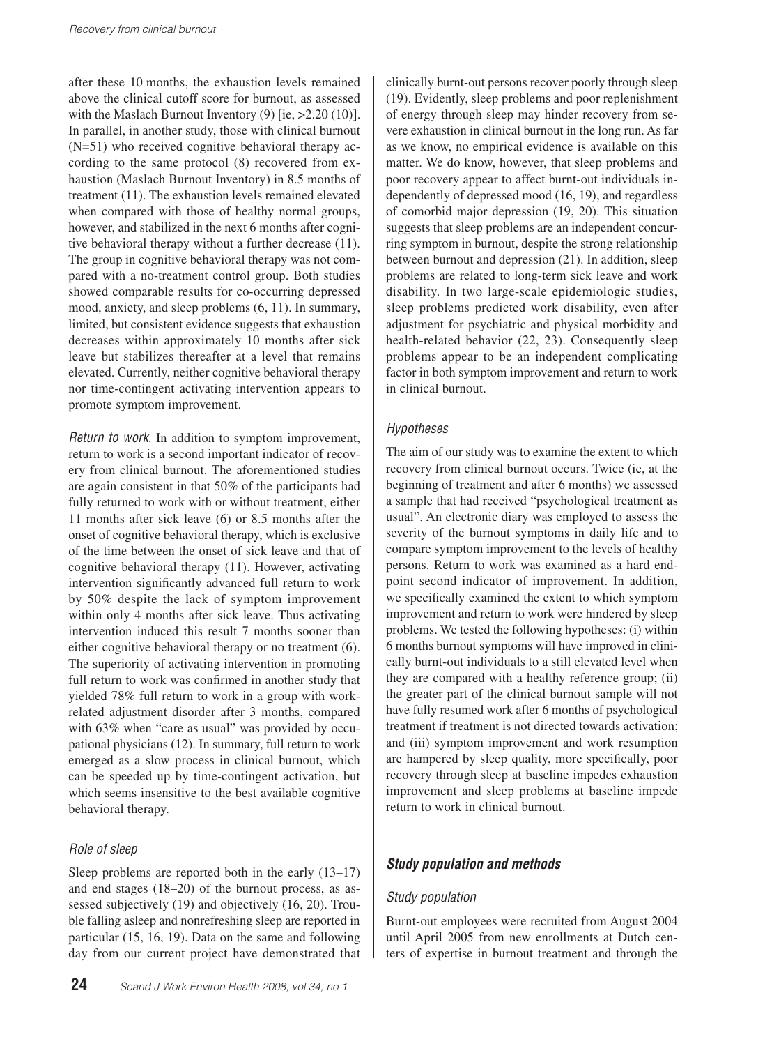after these 10 months, the exhaustion levels remained above the clinical cutoff score for burnout, as assessed with the Maslach Burnout Inventory (9) [ie, >2.20 (10)]. In parallel, in another study, those with clinical burnout (N=51) who received cognitive behavioral therapy according to the same protocol (8) recovered from exhaustion (Maslach Burnout Inventory) in 8.5 months of treatment (11). The exhaustion levels remained elevated when compared with those of healthy normal groups, however, and stabilized in the next 6 months after cognitive behavioral therapy without a further decrease (11). The group in cognitive behavioral therapy was not compared with a no-treatment control group. Both studies showed comparable results for co-occurring depressed mood, anxiety, and sleep problems (6, 11). In summary, limited, but consistent evidence suggests that exhaustion decreases within approximately 10 months after sick leave but stabilizes thereafter at a level that remains elevated. Currently, neither cognitive behavioral therapy nor time-contingent activating intervention appears to promote symptom improvement.

*Return to work.* In addition to symptom improvement, return to work is a second important indicator of recovery from clinical burnout. The aforementioned studies are again consistent in that 50% of the participants had fully returned to work with or without treatment, either 11 months after sick leave (6) or 8.5 months after the onset of cognitive behavioral therapy, which is exclusive of the time between the onset of sick leave and that of cognitive behavioral therapy (11). However, activating intervention significantly advanced full return to work by 50% despite the lack of symptom improvement within only 4 months after sick leave. Thus activating intervention induced this result 7 months sooner than either cognitive behavioral therapy or no treatment (6). The superiority of activating intervention in promoting full return to work was confirmed in another study that yielded 78% full return to work in a group with work-related adjustment disorder after 3 months, compared with 63% when "care as usual" was provided by occupational physicians (12). In summary, full return to work emerged as a slow process in clinical burnout, which can be speeded up by time-contingent activation, but which seems insensitive to the best available cognitive behavioral therapy.

### *Role of sleep*

Sleep problems are reported both in the early (13–17) and end stages (18–20) of the burnout process, as assessed subjectively (19) and objectively (16, 20). Trouble falling asleep and nonrefreshing sleep are reported in particular (15, 16, 19). Data on the same and following day from our current project have demonstrated that clinically burnt-out persons recover poorly through sleep (19). Evidently, sleep problems and poor replenishment of energy through sleep may hinder recovery from severe exhaustion in clinical burnout in the long run. As far as we know, no empirical evidence is available on this matter. We do know, however, that sleep problems and poor recovery appear to affect burnt-out individuals independently of depressed mood (16, 19), and regardless of comorbid major depression (19, 20). This situation suggests that sleep problems are an independent concurring symptom in burnout, despite the strong relationship between burnout and depression (21). In addition, sleep problems are related to long-term sick leave and work disability. In two large-scale epidemiologic studies, sleep problems predicted work disability, even after adjustment for psychiatric and physical morbidity and health-related behavior (22, 23). Consequently sleep problems appear to be an independent complicating factor in both symptom improvement and return to work in clinical burnout.

### *Hypotheses*

The aim of our study was to examine the extent to which recovery from clinical burnout occurs. Twice (ie, at the beginning of treatment and after 6 months) we assessed a sample that had received "psychological treatment as usual". An electronic diary was employed to assess the severity of the burnout symptoms in daily life and to compare symptom improvement to the levels of healthy persons. Return to work was examined as a hard endpoint second indicator of improvement. In addition, we specifically examined the extent to which symptom improvement and return to work were hindered by sleep problems. We tested the following hypotheses: (i) within 6 months burnout symptoms will have improved in clinically burnt-out individuals to a still elevated level when they are compared with a healthy reference group; (ii) the greater part of the clinical burnout sample will not have fully resumed work after 6 months of psychological treatment if treatment is not directed towards activation; and (iii) symptom improvement and work resumption are hampered by sleep quality, more specifically, poor recovery through sleep at baseline impedes exhaustion improvement and sleep problems at baseline impede return to work in clinical burnout.

## **Study population and methods**

### *Study population*

Burnt-out employees were recruited from August 2004 until April 2005 from new enrollments at Dutch centers of expertise in burnout treatment and through the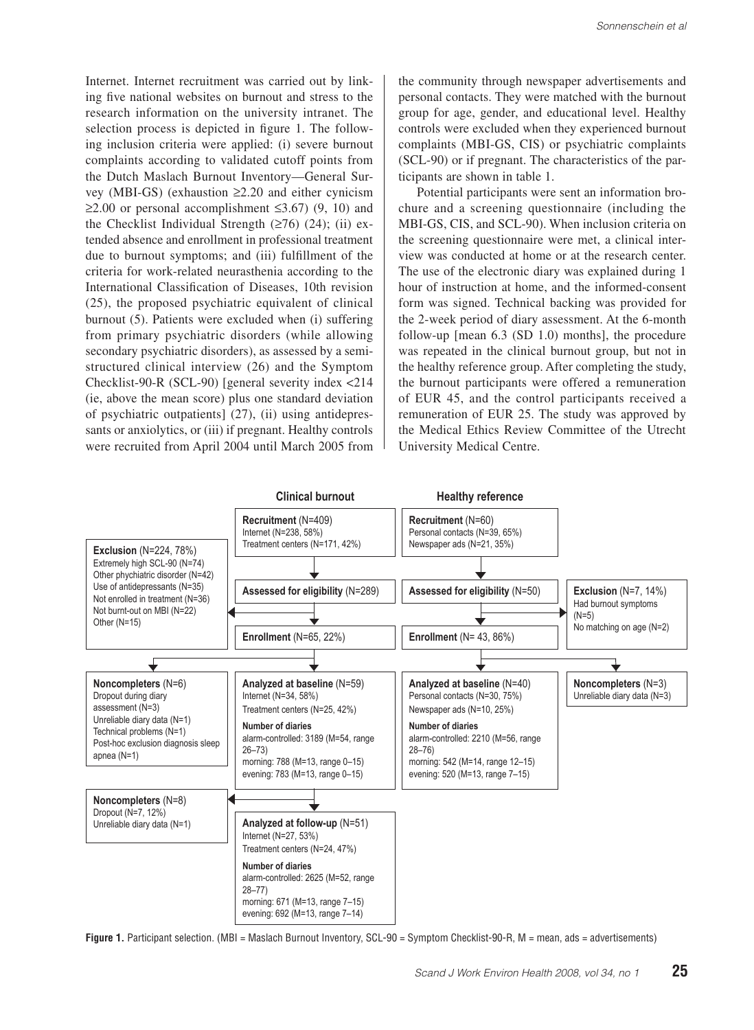Internet. Internet recruitment was carried out by linking five national websites on burnout and stress to the research information on the university intranet. The selection process is depicted in figure 1. The following inclusion criteria were applied: (i) severe burnout complaints according to validated cutoff points from the Dutch Maslach Burnout Inventory—General Survey (MBI-GS) (exhaustion ≥2.20 and either cynicism ≥2.00 or personal accomplishment ≤3.67) (9, 10) and the Checklist Individual Strength (≥76) (24); (ii) extended absence and enrollment in professional treatment due to burnout symptoms; and (iii) fulfillment of the criteria for work-related neurasthenia according to the International Classification of Diseases, 10th revision (25), the proposed psychiatric equivalent of clinical burnout (5). Patients were excluded when (i) suffering from primary psychiatric disorders (while allowing secondary psychiatric disorders), as assessed by a semi-structured clinical interview (26) and the Symptom Checklist-90-R (SCL-90) [general severity index <214 (ie, above the mean score) plus one standard deviation of psychiatric outpatients] (27), (ii) using antidepressants or anxiolytics, or (iii) if pregnant. Healthy controls were recruited from April 2004 until March 2005 from the community through newspaper advertisements and personal contacts. They were matched with the burnout group for age, gender, and educational level. Healthy controls were excluded when they experienced burnout complaints (MBI-GS, CIS) or psychiatric complaints (SCL-90) or if pregnant. The characteristics of the participants are shown in table 1.

Potential participants were sent an information brochure and a screening questionnaire (including the MBI-GS, CIS, and SCL-90). When inclusion criteria on the screening questionnaire were met, a clinical interview was conducted at home or at the research center. The use of the electronic diary was explained during 1 hour of instruction at home, and the informed-consent form was signed. Technical backing was provided for the 2-week period of diary assessment. At the 6-month follow-up [mean 6.3 (SD 1.0) months], the procedure was repeated in the clinical burnout group, but not in the healthy reference group. After completing the study, the burnout participants were offered a remuneration of EUR 45, and the control participants received a remuneration of EUR 25. The study was approved by the Medical Ethics Review Committee of the Utrecht University Medical Centre.

**Clinical burnout**

- **Recruitment** (N=409)
  Internet (N=238, 58%)
  Treatment centers (N=171, 42%)
- **Assessed for eligibility** (N=289)
- **Exclusion** (N=224, 78%)
  Extremely high SCL-90 (N=74)
  Other phychiatric disorder (N=42)
  Use of antidepressants (N=35)
  Not enrolled in treatment (N=36)
  Not burnt-out on MBI (N=22)
  Other (N=15)
- **Enrollment** (N=65, 22%)
- **Noncompleters** (N=6)
  Dropout during diary assessment (N=3)
  Unreliable diary data (N=1)
  Technical problems (N=1)
  Post-hoc exclusion diagnosis sleep apnea (N=1)
- **Analyzed at baseline** (N=59)
  Internet (N=34, 58%)
  Treatment centers (N=25, 42%)
  **Number of diaries**
  alarm-controlled: 3189 (M=54, range 26–73)
  morning: 788 (M=13, range 0–15)
  evening: 783 (M=13, range 0–15)
- **Noncompleters** (N=8)
  Dropout (N=7, 12%)
  Unreliable diary data (N=1)
- **Analyzed at follow-up** (N=51)
  Internet (N=27, 53%)
  Treatment centers (N=24, 47%)
  **Number of diaries**
  alarm-controlled: 2625 (M=52, range 28–77)
  morning: 671 (M=13, range 7–15)
  evening: 692 (M=13, range 7–14)

**Healthy reference**

- **Recruitment** (N=60)
  Personal contacts (N=39, 65%)
  Newspaper ads (N=21, 35%)
- **Assessed for eligibility** (N=50)
- **Exclusion** (N=7, 14%)
  Had burnout symptoms (N=5)
  No matching on age (N=2)
- **Enrollment** (N= 43, 86%)
- **Noncompleters** (N=3)
  Unreliable diary data (N=3)
- **Analyzed at baseline** (N=40)
  Personal contacts (N=30, 75%)
  Newspaper ads (N=10, 25%)
  **Number of diaries**
  alarm-controlled: 2210 (M=56, range 28–76)
  morning: 542 (M=14, range 12–15)
  evening: 520 (M=13, range 7–15)

**Figure 1.** Participant selection. (MBI = Maslach Burnout Inventory, SCL-90 = Symptom Checklist-90-R, M = mean, ads = advertisements)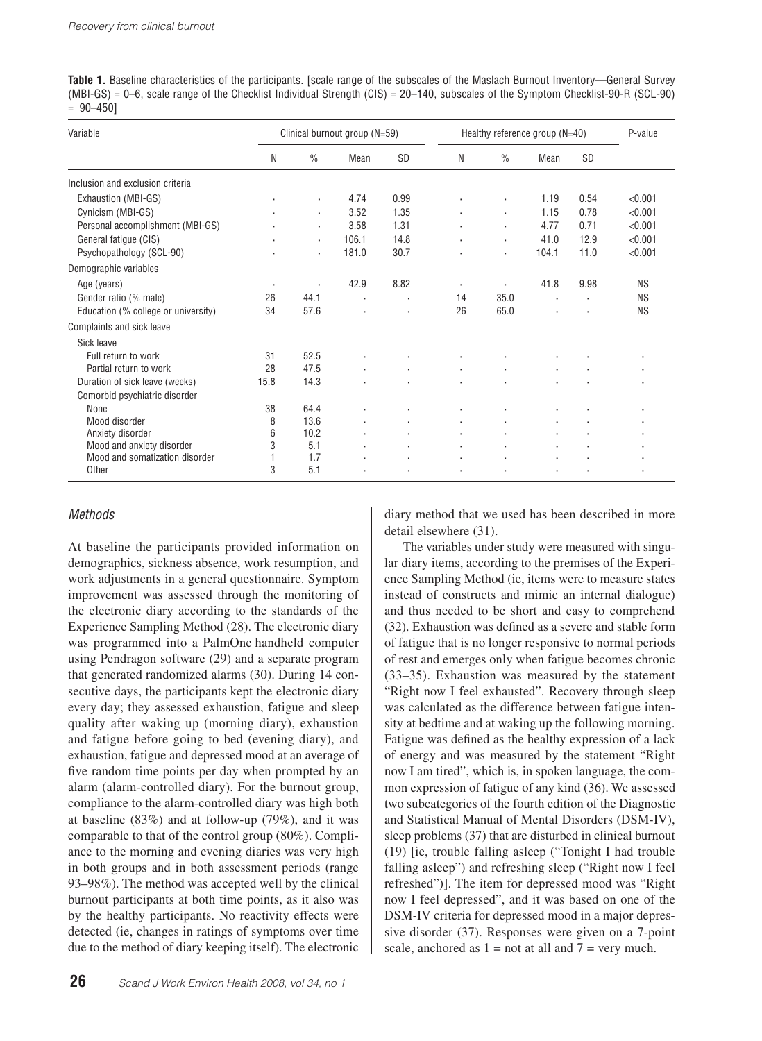**Table 1.** Baseline characteristics of the participants. [scale range of the subscales of the Maslach Burnout Inventory—General Survey (MBI-GS) = 0–6, scale range of the Checklist Individual Strength (CIS) = 20–140, subscales of the Symptom Checklist-90-R (SCL-90) = 90–450]

| Variable | Clinical burnout group (N=59) | | | | Healthy reference group (N=40) | | | | P-value |
|---|---|---|---|---|---|---|---|---|---|
| | N | % | Mean | SD | N | % | Mean | SD | |
| Inclusion and exclusion criteria | | | | | | | | | |
| Exhaustion (MBI-GS) | · | · | 4.74 | 0.99 | · | · | 1.19 | 0.54 | <0.001 |
| Cynicism (MBI-GS) | · | · | 3.52 | 1.35 | · | · | 1.15 | 0.78 | <0.001 |
| Personal accomplishment (MBI-GS) | · | · | 3.58 | 1.31 | · | · | 4.77 | 0.71 | <0.001 |
| General fatigue (CIS) | · | · | 106.1 | 14.8 | · | · | 41.0 | 12.9 | <0.001 |
| Psychopathology (SCL-90) | · | · | 181.0 | 30.7 | · | · | 104.1 | 11.0 | <0.001 |
| Demographic variables | | | | | | | | | |
| Age (years) | · | · | 42.9 | 8.82 | · | · | 41.8 | 9.98 | NS |
| Gender ratio (% male) | 26 | 44.1 | · | · | 14 | 35.0 | · | · | NS |
| Education (% college or university) | 34 | 57.6 | · | · | 26 | 65.0 | · | · | NS |
| Complaints and sick leave | | | | | | | | | |
| Sick leave | | | | | | | | | |
| Full return to work | 31 | 52.5 | · | · | · | · | · | · | · |
| Partial return to work | 28 | 47.5 | · | · | · | · | · | · | · |
| Duration of sick leave (weeks) | 15.8 | 14.3 | · | · | · | · | · | · | · |
| Comorbid psychiatric disorder | | | | | | | | | |
| None | 38 | 64.4 | · | · | · | · | · | · | · |
| Mood disorder | 8 | 13.6 | · | · | · | · | · | · | · |
| Anxiety disorder | 6 | 10.2 | · | · | · | · | · | · | · |
| Mood and anxiety disorder | 3 | 5.1 | · | · | · | · | · | · | · |
| Mood and somatization disorder | 1 | 1.7 | · | · | · | · | · | · | · |
| Other | 3 | 5.1 | · | · | · | · | · | · | · |

## *Methods*

At baseline the participants provided information on demographics, sickness absence, work resumption, and work adjustments in a general questionnaire. Symptom improvement was assessed through the monitoring of the electronic diary according to the standards of the Experience Sampling Method (28). The electronic diary was programmed into a PalmOne handheld computer using Pendragon software (29) and a separate program that generated randomized alarms (30). During 14 consecutive days, the participants kept the electronic diary every day; they assessed exhaustion, fatigue and sleep quality after waking up (morning diary), exhaustion and fatigue before going to bed (evening diary), and exhaustion, fatigue and depressed mood at an average of five random time points per day when prompted by an alarm (alarm-controlled diary). For the burnout group, compliance to the alarm-controlled diary was high both at baseline (83%) and at follow-up (79%), and it was comparable to that of the control group (80%). Compliance to the morning and evening diaries was very high in both groups and in both assessment periods (range 93–98%). The method was accepted well by the clinical burnout participants at both time points, as it also was by the healthy participants. No reactivity effects were detected (ie, changes in ratings of symptoms over time due to the method of diary keeping itself). The electronic diary method that we used has been described in more detail elsewhere (31).

The variables under study were measured with singular diary items, according to the premises of the Experience Sampling Method (ie, items were to measure states instead of constructs and mimic an internal dialogue) and thus needed to be short and easy to comprehend (32). Exhaustion was defined as a severe and stable form of fatigue that is no longer responsive to normal periods of rest and emerges only when fatigue becomes chronic (33–35). Exhaustion was measured by the statement "Right now I feel exhausted". Recovery through sleep was calculated as the difference between fatigue intensity at bedtime and at waking up the following morning. Fatigue was defined as the healthy expression of a lack of energy and was measured by the statement "Right now I am tired", which is, in spoken language, the common expression of fatigue of any kind (36). We assessed two subcategories of the fourth edition of the Diagnostic and Statistical Manual of Mental Disorders (DSM-IV), sleep problems (37) that are disturbed in clinical burnout (19) [ie, trouble falling asleep ("Tonight I had trouble falling asleep") and refreshing sleep ("Right now I feel refreshed")]. The item for depressed mood was "Right now I feel depressed", and it was based on one of the DSM-IV criteria for depressed mood in a major depressive disorder (37). Responses were given on a 7-point scale, anchored as 1 = not at all and 7 = very much.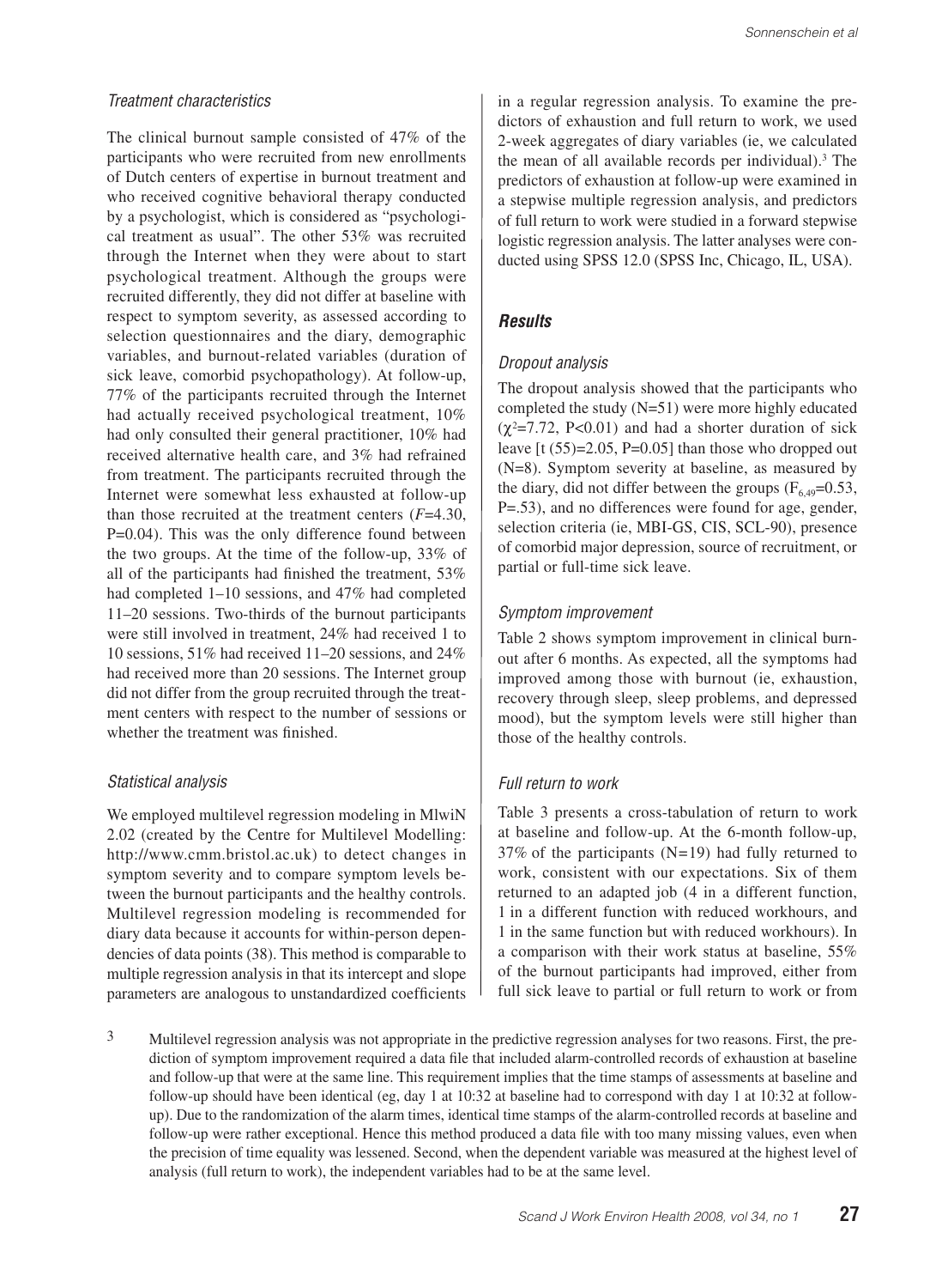### Treatment characteristics

The clinical burnout sample consisted of 47% of the participants who were recruited from new enrollments of Dutch centers of expertise in burnout treatment and who received cognitive behavioral therapy conducted by a psychologist, which is considered as "psychological treatment as usual". The other 53% was recruited through the Internet when they were about to start psychological treatment. Although the groups were recruited differently, they did not differ at baseline with respect to symptom severity, as assessed according to selection questionnaires and the diary, demographic variables, and burnout-related variables (duration of sick leave, comorbid psychopathology). At follow-up, 77% of the participants recruited through the Internet had actually received psychological treatment, 10% had only consulted their general practitioner, 10% had received alternative health care, and 3% had refrained from treatment. The participants recruited through the Internet were somewhat less exhausted at follow-up than those recruited at the treatment centers ($F$=4.30, P=0.04). This was the only difference found between the two groups. At the time of the follow-up, 33% of all of the participants had finished the treatment, 53% had completed 1–10 sessions, and 47% had completed 11–20 sessions. Two-thirds of the burnout participants were still involved in treatment, 24% had received 1 to 10 sessions, 51% had received 11–20 sessions, and 24% had received more than 20 sessions. The Internet group did not differ from the group recruited through the treatment centers with respect to the number of sessions or whether the treatment was finished.

### Statistical analysis

We employed multilevel regression modeling in MlwiN 2.02 (created by the Centre for Multilevel Modelling: http://www.cmm.bristol.ac.uk) to detect changes in symptom severity and to compare symptom levels between the burnout participants and the healthy controls. Multilevel regression modeling is recommended for diary data because it accounts for within-person dependencies of data points (38). This method is comparable to multiple regression analysis in that its intercept and slope parameters are analogous to unstandardized coefficients in a regular regression analysis. To examine the predictors of exhaustion and full return to work, we used 2-week aggregates of diary variables (ie, we calculated the mean of all available records per individual).[3] The predictors of exhaustion at follow-up were examined in a stepwise multiple regression analysis, and predictors of full return to work were studied in a forward stepwise logistic regression analysis. The latter analyses were conducted using SPSS 12.0 (SPSS Inc, Chicago, IL, USA).

## Results

### Dropout analysis

The dropout analysis showed that the participants who completed the study (N=51) were more highly educated ($\chi^2$=7.72, P<0.01) and had a shorter duration of sick leave [t (55)=2.05, P=0.05] than those who dropped out (N=8). Symptom severity at baseline, as measured by the diary, did not differ between the groups ($F_{6,49}$=0.53, P=.53), and no differences were found for age, gender, selection criteria (ie, MBI-GS, CIS, SCL-90), presence of comorbid major depression, source of recruitment, or partial or full-time sick leave.

### Symptom improvement

Table 2 shows symptom improvement in clinical burnout after 6 months. As expected, all the symptoms had improved among those with burnout (ie, exhaustion, recovery through sleep, sleep problems, and depressed mood), but the symptom levels were still higher than those of the healthy controls.

### Full return to work

Table 3 presents a cross-tabulation of return to work at baseline and follow-up. At the 6-month follow-up, 37% of the participants (N=19) had fully returned to work, consistent with our expectations. Six of them returned to an adapted job (4 in a different function, 1 in a different function with reduced workhours, and 1 in the same function but with reduced workhours). In a comparison with their work status at baseline, 55% of the burnout participants had improved, either from full sick leave to partial or full return to work or from

[3] Multilevel regression analysis was not appropriate in the predictive regression analyses for two reasons. First, the prediction of symptom improvement required a data file that included alarm-controlled records of exhaustion at baseline and follow-up that were at the same line. This requirement implies that the time stamps of assessments at baseline and follow-up should have been identical (eg, day 1 at 10:32 at baseline had to correspond with day 1 at 10:32 at follow-up). Due to the randomization of the alarm times, identical time stamps of the alarm-controlled records at baseline and follow-up were rather exceptional. Hence this method produced a data file with too many missing values, even when the precision of time equality was lessened. Second, when the dependent variable was measured at the highest level of analysis (full return to work), the independent variables had to be at the same level.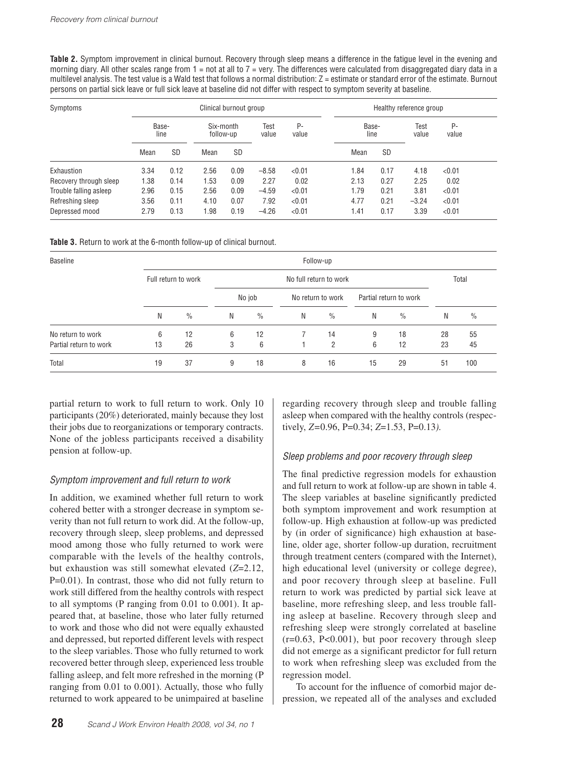**Table 2.** Symptom improvement in clinical burnout. Recovery through sleep means a difference in the fatigue level in the evening and morning diary. All other scales range from 1 = not at all to 7 = very. The differences were calculated from disaggregated diary data in a multilevel analysis. The test value is a Wald test that follows a normal distribution: Z = estimate or standard error of the estimate. Burnout persons on partial sick leave or full sick leave at baseline did not differ with respect to symptom severity at baseline.

| Symptoms | Clinical burnout group | | | | | | Healthy reference group | | | |
|---|---|---|---|---|---|---|---|---|---|---|
| | Baseline | | Six-month follow-up | | Test value | P-value | Baseline | | Test value | P-value |
| | Mean | SD | Mean | SD | | | Mean | SD | | |
| Exhaustion | 3.34 | 0.12 | 2.56 | 0.09 | −8.58 | <0.01 | 1.84 | 0.17 | 4.18 | <0.01 |
| Recovery through sleep | 1.38 | 0.14 | 1.53 | 0.09 | 2.27 | 0.02 | 2.13 | 0.27 | 2.25 | 0.02 |
| Trouble falling asleep | 2.96 | 0.15 | 2.56 | 0.09 | −4.59 | <0.01 | 1.79 | 0.21 | 3.81 | <0.01 |
| Refreshing sleep | 3.56 | 0.11 | 4.10 | 0.07 | 7.92 | <0.01 | 4.77 | 0.21 | −3.24 | <0.01 |
| Depressed mood | 2.79 | 0.13 | 1.98 | 0.19 | −4.26 | <0.01 | 1.41 | 0.17 | 3.39 | <0.01 |

**Table 3.** Return to work at the 6-month follow-up of clinical burnout.

| Baseline | Follow-up | | | | | | | | | |
|---|---|---|---|---|---|---|---|---|---|---|
| | Full return to work | | No full return to work | | | | | | Total | |
| | | | No job | | No return to work | | Partial return to work | | | |
| | N | % | N | % | N | % | N | % | N | % |
| No return to work | 6 | 12 | 6 | 12 | 7 | 14 | 9 | 18 | 28 | 55 |
| Partial return to work | 13 | 26 | 3 | 6 | 1 | 2 | 6 | 12 | 23 | 45 |
| Total | 19 | 37 | 9 | 18 | 8 | 16 | 15 | 29 | 51 | 100 |

partial return to work to full return to work. Only 10 participants (20%) deteriorated, mainly because they lost their jobs due to reorganizations or temporary contracts. None of the jobless participants received a disability pension at follow-up.

### *Symptom improvement and full return to work*

In addition, we examined whether full return to work cohered better with a stronger decrease in symptom severity than not full return to work did. At the follow-up, recovery through sleep, sleep problems, and depressed mood among those who fully returned to work were comparable with the levels of the healthy controls, but exhaustion was still somewhat elevated ($Z$=2.12, P=0.01). In contrast, those who did not fully return to work still differed from the healthy controls with respect to all symptoms (P ranging from 0.01 to 0.001). It appeared that, at baseline, those who later fully returned to work and those who did not were equally exhausted and depressed, but reported different levels with respect to the sleep variables. Those who fully returned to work recovered better through sleep, experienced less trouble falling asleep, and felt more refreshed in the morning (P ranging from 0.01 to 0.001). Actually, those who fully returned to work appeared to be unimpaired at baseline regarding recovery through sleep and trouble falling asleep when compared with the healthy controls (respectively, $Z$=0.96, P=0.34; $Z$=1.53, P=0.13*)*.

### *Sleep problems and poor recovery through sleep*

The final predictive regression models for exhaustion and full return to work at follow-up are shown in table 4. The sleep variables at baseline significantly predicted both symptom improvement and work resumption at follow-up. High exhaustion at follow-up was predicted by (in order of significance) high exhaustion at baseline, older age, shorter follow-up duration, recruitment through treatment centers (compared with the Internet), high educational level (university or college degree), and poor recovery through sleep at baseline. Full return to work was predicted by partial sick leave at baseline, more refreshing sleep, and less trouble falling asleep at baseline. Recovery through sleep and refreshing sleep were strongly correlated at baseline (r=0.63, P<0.001), but poor recovery through sleep did not emerge as a significant predictor for full return to work when refreshing sleep was excluded from the regression model.

To account for the influence of comorbid major depression, we repeated all of the analyses and excluded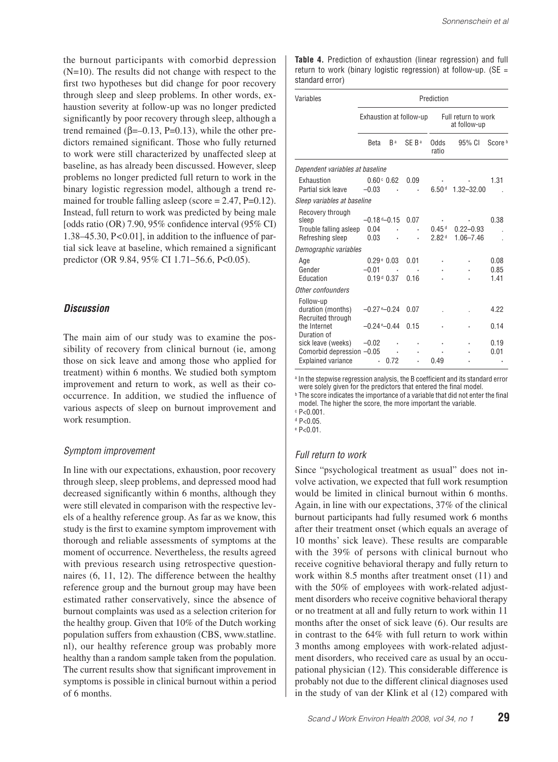the burnout participants with comorbid depression (N=10). The results did not change with respect to the first two hypotheses but did change for poor recovery through sleep and sleep problems. In other words, exhaustion severity at follow-up was no longer predicted significantly by poor recovery through sleep, although a trend remained (β=–0.13, P=0.13), while the other predictors remained significant. Those who fully returned to work were still characterized by unaffected sleep at baseline, as has already been discussed. However, sleep problems no longer predicted full return to work in the binary logistic regression model, although a trend remained for trouble falling asleep (score = 2.47, P=0.12). Instead, full return to work was predicted by being male [odds ratio (OR) 7.90, 95% confidence interval (95% CI) 1.38–45.30, P<0.01], in addition to the influence of partial sick leave at baseline, which remained a significant predictor (OR 9.84, 95% CI 1.71–56.6, P<0.05).

## Discussion

The main aim of our study was to examine the possibility of recovery from clinical burnout (ie, among those on sick leave and among those who applied for treatment) within 6 months. We studied both symptom improvement and return to work, as well as their cooccurrence. In addition, we studied the influence of various aspects of sleep on burnout improvement and work resumption.

### Symptom improvement

In line with our expectations, exhaustion, poor recovery through sleep, sleep problems, and depressed mood had decreased significantly within 6 months, although they were still elevated in comparison with the respective levels of a healthy reference group. As far as we know, this study is the first to examine symptom improvement with thorough and reliable assessments of symptoms at the moment of occurrence. Nevertheless, the results agreed with previous research using retrospective questionnaires (6, 11, 12). The difference between the healthy reference group and the burnout group may have been estimated rather conservatively, since the absence of burnout complaints was used as a selection criterion for the healthy group. Given that 10% of the Dutch working population suffers from exhaustion (CBS, www.statline.nl), our healthy reference group was probably more healthy than a random sample taken from the population. The current results show that significant improvement in symptoms is possible in clinical burnout within a period of 6 months.

**Table 4.** Prediction of exhaustion (linear regression) and full return to work (binary logistic regression) at follow-up. (SE = standard error)

| Variables | Exhaustion at follow-up | | | Full return to work at follow-up | | |
|---|---|---|---|---|---|---|
| | Beta | B [a] | SE B [a] | Odds ratio | 95% CI | Score [b] |
| *Dependent variables at baseline* | | | | | | |
| Exhaustion | 0.60 [c] | 0.62 | 0.09 | · | · | 1.31 |
| Partial sick leave | –0.03 | · | · | 6.50 [d] | 1.32–32.00 | . |
| *Sleep variables at baseline* | | | | | | |
| Recovery through sleep | –0.18 [d] | –0.15 | 0.07 | · | · | 0.38 |
| Trouble falling asleep | 0.04 | · | · | 0.45 [d] | 0.22–0.93 | . |
| Refreshing sleep | 0.03 | · | · | 2.82 [d] | 1.06–7.46 | . |
| *Demographic variables* | | | | | | |
| Age | 0.29 [e] | 0.03 | 0.01 | · | · | 0.08 |
| Gender | –0.01 | · | · | · | · | 0.85 |
| Education | 0.19 [d] | 0.37 | 0.16 | · | · | 1.41 |
| *Other confounders* | | | | | | |
| Follow-up duration (months) | –0.27 [e] | –0.24 | 0.07 | . | . | 4.22 |
| Recruited through the Internet | –0.24 [e] | –0.44 | 0.15 | · | · | 0.14 |
| Duration of sick leave (weeks) | –0.02 | · | · | · | · | 0.19 |
| Comorbid depression | –0.05 | · | · | · | · | 0.01 |
| Explained variance | · | 0.72 | · | 0.49 | · | · |

[a] In the stepwise regression analysis, the B coefficient and its standard error were solely given for the predictors that entered the final model.
[b] The score indicates the importance of a variable that did not enter the final model. The higher the score, the more important the variable.
[c] P<0.001.
[d] P<0.05.
[e] P<0.01.

### Full return to work

Since "psychological treatment as usual" does not involve activation, we expected that full work resumption would be limited in clinical burnout within 6 months. Again, in line with our expectations, 37% of the clinical burnout participants had fully resumed work 6 months after their treatment onset (which equals an average of 10 months' sick leave). These results are comparable with the 39% of persons with clinical burnout who receive cognitive behavioral therapy and fully return to work within 8.5 months after treatment onset (11) and with the 50% of employees with work-related adjustment disorders who receive cognitive behavioral therapy or no treatment at all and fully return to work within 11 months after the onset of sick leave (6). Our results are in contrast to the 64% with full return to work within 3 months among employees with work-related adjustment disorders, who received care as usual by an occupational physician (12). This considerable difference is probably not due to the different clinical diagnoses used in the study of van der Klink et al (12) compared with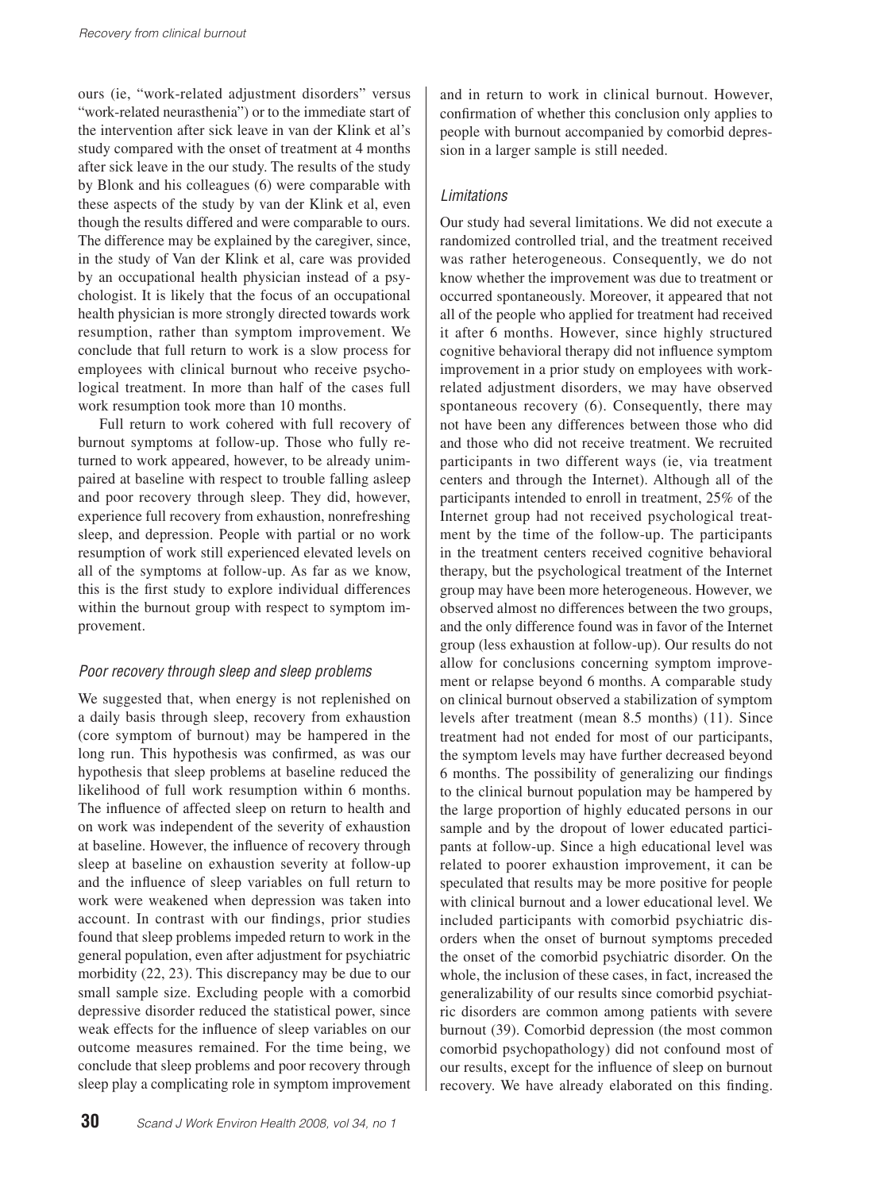ours (ie, "work-related adjustment disorders" versus "work-related neurasthenia") or to the immediate start of the intervention after sick leave in van der Klink et al's study compared with the onset of treatment at 4 months after sick leave in the our study. The results of the study by Blonk and his colleagues (6) were comparable with these aspects of the study by van der Klink et al, even though the results differed and were comparable to ours. The difference may be explained by the caregiver, since, in the study of Van der Klink et al, care was provided by an occupational health physician instead of a psychologist. It is likely that the focus of an occupational health physician is more strongly directed towards work resumption, rather than symptom improvement. We conclude that full return to work is a slow process for employees with clinical burnout who receive psychological treatment. In more than half of the cases full work resumption took more than 10 months.

Full return to work cohered with full recovery of burnout symptoms at follow-up. Those who fully returned to work appeared, however, to be already unimpaired at baseline with respect to trouble falling asleep and poor recovery through sleep. They did, however, experience full recovery from exhaustion, nonrefreshing sleep, and depression. People with partial or no work resumption of work still experienced elevated levels on all of the symptoms at follow-up. As far as we know, this is the first study to explore individual differences within the burnout group with respect to symptom improvement.

### *Poor recovery through sleep and sleep problems*

We suggested that, when energy is not replenished on a daily basis through sleep, recovery from exhaustion (core symptom of burnout) may be hampered in the long run. This hypothesis was confirmed, as was our hypothesis that sleep problems at baseline reduced the likelihood of full work resumption within 6 months. The influence of affected sleep on return to health and on work was independent of the severity of exhaustion at baseline. However, the influence of recovery through sleep at baseline on exhaustion severity at follow-up and the influence of sleep variables on full return to work were weakened when depression was taken into account. In contrast with our findings, prior studies found that sleep problems impeded return to work in the general population, even after adjustment for psychiatric morbidity (22, 23). This discrepancy may be due to our small sample size. Excluding people with a comorbid depressive disorder reduced the statistical power, since weak effects for the influence of sleep variables on our outcome measures remained. For the time being, we conclude that sleep problems and poor recovery through sleep play a complicating role in symptom improvement and in return to work in clinical burnout. However, confirmation of whether this conclusion only applies to people with burnout accompanied by comorbid depression in a larger sample is still needed.

### *Limitations*

Our study had several limitations. We did not execute a randomized controlled trial, and the treatment received was rather heterogeneous. Consequently, we do not know whether the improvement was due to treatment or occurred spontaneously. Moreover, it appeared that not all of the people who applied for treatment had received it after 6 months. However, since highly structured cognitive behavioral therapy did not influence symptom improvement in a prior study on employees with work-related adjustment disorders, we may have observed spontaneous recovery (6). Consequently, there may not have been any differences between those who did and those who did not receive treatment. We recruited participants in two different ways (ie, via treatment centers and through the Internet). Although all of the participants intended to enroll in treatment, 25% of the Internet group had not received psychological treatment by the time of the follow-up. The participants in the treatment centers received cognitive behavioral therapy, but the psychological treatment of the Internet group may have been more heterogeneous. However, we observed almost no differences between the two groups, and the only difference found was in favor of the Internet group (less exhaustion at follow-up). Our results do not allow for conclusions concerning symptom improvement or relapse beyond 6 months. A comparable study on clinical burnout observed a stabilization of symptom levels after treatment (mean 8.5 months) (11). Since treatment had not ended for most of our participants, the symptom levels may have further decreased beyond 6 months. The possibility of generalizing our findings to the clinical burnout population may be hampered by the large proportion of highly educated persons in our sample and by the dropout of lower educated participants at follow-up. Since a high educational level was related to poorer exhaustion improvement, it can be speculated that results may be more positive for people with clinical burnout and a lower educational level. We included participants with comorbid psychiatric disorders when the onset of burnout symptoms preceded the onset of the comorbid psychiatric disorder. On the whole, the inclusion of these cases, in fact, increased the generalizability of our results since comorbid psychiatric disorders are common among patients with severe burnout (39). Comorbid depression (the most common comorbid psychopathology) did not confound most of our results, except for the influence of sleep on burnout recovery. We have already elaborated on this finding.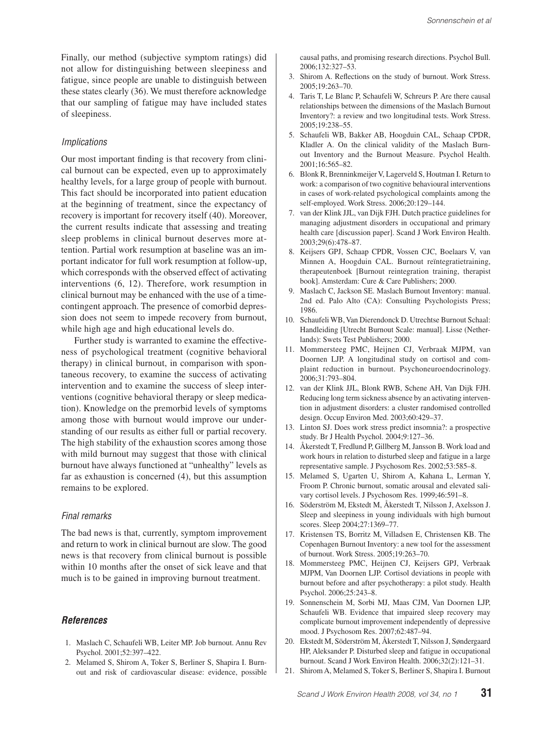Finally, our method (subjective symptom ratings) did not allow for distinguishing between sleepiness and fatigue, since people are unable to distinguish between these states clearly (36). We must therefore acknowledge that our sampling of fatigue may have included states of sleepiness.

### *Implications*

Our most important finding is that recovery from clinical burnout can be expected, even up to approximately healthy levels, for a large group of people with burnout. This fact should be incorporated into patient education at the beginning of treatment, since the expectancy of recovery is important for recovery itself (40). Moreover, the current results indicate that assessing and treating sleep problems in clinical burnout deserves more attention. Partial work resumption at baseline was an important indicator for full work resumption at follow-up, which corresponds with the observed effect of activating interventions (6, 12). Therefore, work resumption in clinical burnout may be enhanced with the use of a time-contingent approach. The presence of comorbid depression does not seem to impede recovery from burnout, while high age and high educational levels do.

Further study is warranted to examine the effectiveness of psychological treatment (cognitive behavioral therapy) in clinical burnout, in comparison with spontaneous recovery, to examine the success of activating intervention and to examine the success of sleep interventions (cognitive behavioral therapy or sleep medication). Knowledge on the premorbid levels of symptoms among those with burnout would improve our understanding of our results as either full or partial recovery. The high stability of the exhaustion scores among those with mild burnout may suggest that those with clinical burnout have always functioned at "unhealthy" levels as far as exhaustion is concerned (4), but this assumption remains to be explored.

### *Final remarks*

The bad news is that, currently, symptom improvement and return to work in clinical burnout are slow. The good news is that recovery from clinical burnout is possible within 10 months after the onset of sick leave and that much is to be gained in improving burnout treatment.

## *References*

1. Maslach C, Schaufeli WB, Leiter MP. Job burnout. Annu Rev Psychol. 2001;52:397–422.
2. Melamed S, Shirom A, Toker S, Berliner S, Shapira I. Burnout and risk of cardiovascular disease: evidence, possible causal paths, and promising research directions. Psychol Bull. 2006;132:327–53.
3. Shirom A. Reflections on the study of burnout. Work Stress. 2005;19:263–70.
4. Taris T, Le Blanc P, Schaufeli W, Schreurs P. Are there causal relationships between the dimensions of the Maslach Burnout Inventory?: a review and two longitudinal tests. Work Stress. 2005;19:238–55.
5. Schaufeli WB, Bakker AB, Hoogduin CAL, Schaap CPDR, Kladler A. On the clinical validity of the Maslach Burnout Inventory and the Burnout Measure. Psychol Health. 2001;16:565–82.
6. Blonk R, Brenninkmeijer V, Lagerveld S, Houtman I. Return to work: a comparison of two cognitive behavioural interventions in cases of work-related psychological complaints among the self-employed. Work Stress. 2006;20:129–144.
7. van der Klink JJL, van Dijk FJH. Dutch practice guidelines for managing adjustment disorders in occupational and primary health care [discussion paper]. Scand J Work Environ Health. 2003;29(6):478–87.
8. Keijsers GPJ, Schaap CPDR, Vossen CJC, Boelaars V, van Minnen A, Hoogduin CAL. Burnout reïntegratietraining, therapeutenboek [Burnout reintegration training, therapist book]. Amsterdam: Cure & Care Publishers; 2000.
9. Maslach C, Jackson SE. Maslach Burnout Inventory: manual. 2nd ed. Palo Alto (CA): Consulting Psychologists Press; 1986.
10. Schaufeli WB, Van Dierendonck D. Utrechtse Burnout Schaal: Handleiding [Utrecht Burnout Scale: manual]. Lisse (Netherlands): Swets Test Publishers; 2000.
11. Mommersteeg PMC, Heijnen CJ, Verbraak MJPM, van Doornen LJP. A longitudinal study on cortisol and complaint reduction in burnout. Psychoneuroendocrinology. 2006;31:793–804.
12. van der Klink JJL, Blonk RWB, Schene AH, Van Dijk FJH. Reducing long term sickness absence by an activating intervention in adjustment disorders: a cluster randomised controlled design. Occup Environ Med. 2003;60:429–37.
13. Linton SJ. Does work stress predict insomnia?: a prospective study. Br J Health Psychol. 2004;9:127–36.
14. Åkerstedt T, Fredlund P, Gillberg M, Jansson B. Work load and work hours in relation to disturbed sleep and fatigue in a large representative sample. J Psychosom Res. 2002;53:585–8.
15. Melamed S, Ugarten U, Shirom A, Kahana L, Lerman Y, Froom P. Chronic burnout, somatic arousal and elevated salivary cortisol levels. J Psychosom Res. 1999;46:591–8.
16. Söderström M, Ekstedt M, Åkerstedt T, Nilsson J, Axelsson J. Sleep and sleepiness in young individuals with high burnout scores. Sleep 2004;27:1369–77.
17. Kristensen TS, Borritz M, Villadsen E, Christensen KB. The Copenhagen Burnout Inventory: a new tool for the assessment of burnout. Work Stress. 2005;19:263–70.
18. Mommersteeg PMC, Heijnen CJ, Keijsers GPJ, Verbraak MJPM, Van Doornen LJP. Cortisol deviations in people with burnout before and after psychotherapy: a pilot study. Health Psychol. 2006;25:243–8.
19. Sonnenschein M, Sorbi MJ, Maas CJM, Van Doornen LJP, Schaufeli WB. Evidence that impaired sleep recovery may complicate burnout improvement independently of depressive mood. J Psychosom Res. 2007;62:487–94.
20. Ekstedt M, Söderström M, Åkerstedt T, Nilsson J, Søndergaard HP, Aleksander P. Disturbed sleep and fatigue in occupational burnout. Scand J Work Environ Health. 2006;32(2):121–31.
21. Shirom A, Melamed S, Toker S, Berliner S, Shapira I. Burnout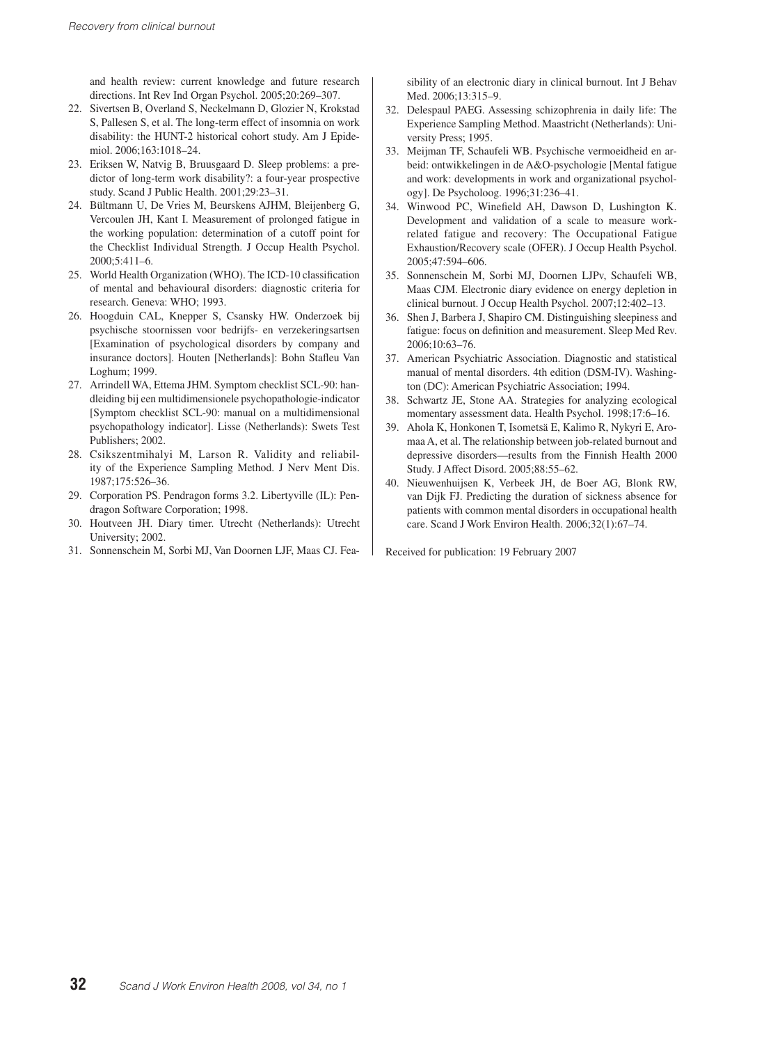and health review: current knowledge and future research directions. Int Rev Ind Organ Psychol. 2005;20:269–307.

22. Sivertsen B, Overland S, Neckelmann D, Glozier N, Krokstad S, Pallesen S, et al. The long-term effect of insomnia on work disability: the HUNT-2 historical cohort study. Am J Epidemiol. 2006;163:1018–24.
23. Eriksen W, Natvig B, Bruusgaard D. Sleep problems: a predictor of long-term work disability?: a four-year prospective study. Scand J Public Health. 2001;29:23–31.
24. Bültmann U, De Vries M, Beurskens AJHM, Bleijenberg G, Vercoulen JH, Kant I. Measurement of prolonged fatigue in the working population: determination of a cutoff point for the Checklist Individual Strength. J Occup Health Psychol. 2000;5:411–6.
25. World Health Organization (WHO). The ICD-10 classification of mental and behavioural disorders: diagnostic criteria for research. Geneva: WHO; 1993.
26. Hoogduin CAL, Knepper S, Csansky HW. Onderzoek bij psychische stoornissen voor bedrijfs- en verzekeringsartsen [Examination of psychological disorders by company and insurance doctors]. Houten [Netherlands]: Bohn Stafleu Van Loghum; 1999.
27. Arrindell WA, Ettema JHM. Symptom checklist SCL-90: handleiding bij een multidimensionele psychopathologie-indicator [Symptom checklist SCL-90: manual on a multidimensional psychopathology indicator]. Lisse (Netherlands): Swets Test Publishers; 2002.
28. Csikszentmihalyi M, Larson R. Validity and reliability of the Experience Sampling Method. J Nerv Ment Dis. 1987;175:526–36.
29. Corporation PS. Pendragon forms 3.2. Libertyville (IL): Pendragon Software Corporation; 1998.
30. Houtveen JH. Diary timer. Utrecht (Netherlands): Utrecht University; 2002.
31. Sonnenschein M, Sorbi MJ, Van Doornen LJF, Maas CJ. Feasibility of an electronic diary in clinical burnout. Int J Behav Med. 2006;13:315–9.
32. Delespaul PAEG. Assessing schizophrenia in daily life: The Experience Sampling Method. Maastricht (Netherlands): University Press; 1995.
33. Meijman TF, Schaufeli WB. Psychische vermoeidheid en arbeid: ontwikkelingen in de A&O-psychologie [Mental fatigue and work: developments in work and organizational psychology]. De Psycholoog. 1996;31:236–41.
34. Winwood PC, Winefield AH, Dawson D, Lushington K. Development and validation of a scale to measure work-related fatigue and recovery: The Occupational Fatigue Exhaustion/Recovery scale (OFER). J Occup Health Psychol. 2005;47:594–606.
35. Sonnenschein M, Sorbi MJ, Doornen LJPv, Schaufeli WB, Maas CJM. Electronic diary evidence on energy depletion in clinical burnout. J Occup Health Psychol. 2007;12:402–13.
36. Shen J, Barbera J, Shapiro CM. Distinguishing sleepiness and fatigue: focus on definition and measurement. Sleep Med Rev. 2006;10:63–76.
37. American Psychiatric Association. Diagnostic and statistical manual of mental disorders. 4th edition (DSM-IV). Washington (DC): American Psychiatric Association; 1994.
38. Schwartz JE, Stone AA. Strategies for analyzing ecological momentary assessment data. Health Psychol. 1998;17:6–16.
39. Ahola K, Honkonen T, Isometsä E, Kalimo R, Nykyri E, Aromaa A, et al. The relationship between job-related burnout and depressive disorders—results from the Finnish Health 2000 Study. J Affect Disord. 2005;88:55–62.
40. Nieuwenhuijsen K, Verbeek JH, de Boer AG, Blonk RW, van Dijk FJ. Predicting the duration of sickness absence for patients with common mental disorders in occupational health care. Scand J Work Environ Health. 2006;32(1):67–74.

Received for publication: 19 February 2007